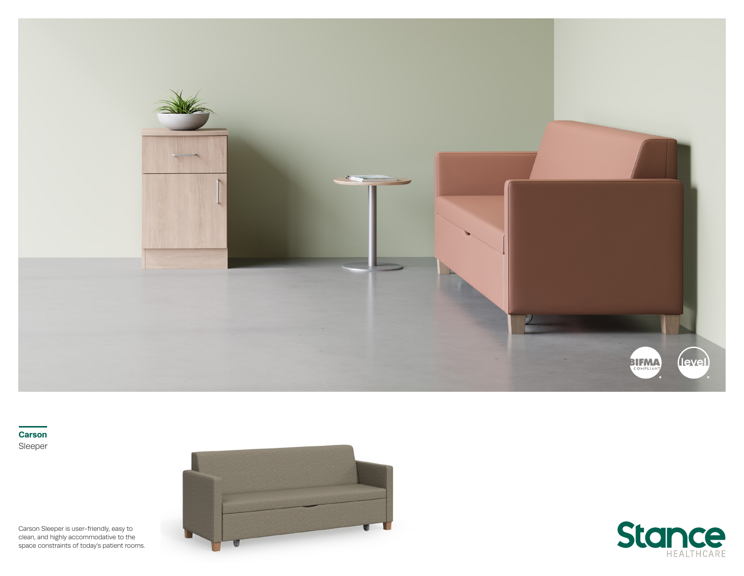**Carson**
Sleeper

Carson Sleeper is user-friendly, easy to clean, and highly accommodative to the space constraints of today's patient rooms.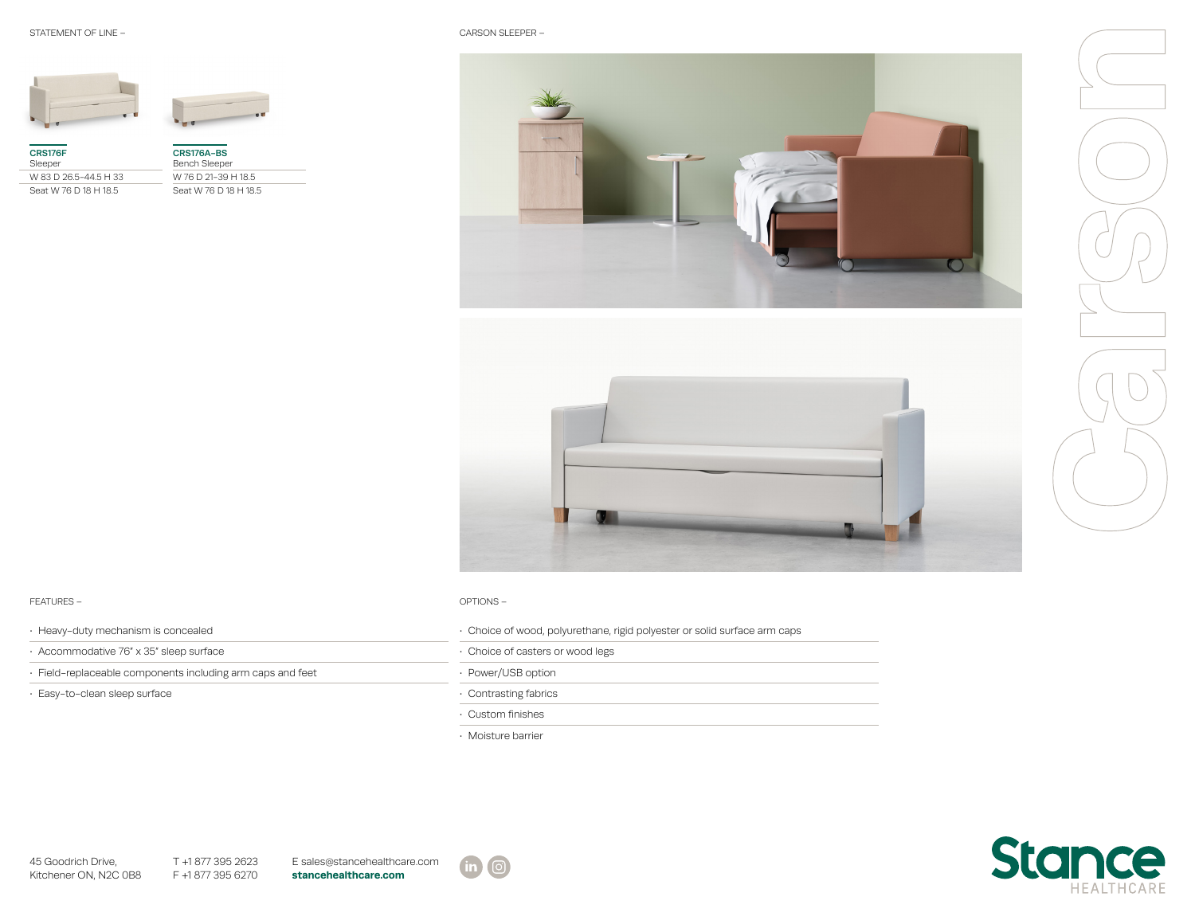STATEMENT OF LINE –

**CRS176F**
Sleeper
W 83 D 26.5–44.5 H 33
Seat W 76 D 18 H 18.5

**CRS176A–BS**
Bench Sleeper
W 76 D 21–39 H 18.5
Seat W 76 D 18 H 18.5

CARSON SLEEPER –

Carson

FEATURES –

- Heavy-duty mechanism is concealed
- Accommodative 76" x 35" sleep surface
- Field-replaceable components including arm caps and feet
- Easy-to-clean sleep surface

OPTIONS –

- Choice of wood, polyurethane, rigid polyester or solid surface arm caps
- Choice of casters or wood legs
- Power/USB option
- Contrasting fabrics
- Custom finishes
- Moisture barrier

45 Goodrich Drive,
Kitchener ON, N2C 0B8

T +1 877 395 2623
F +1 877 395 6270

E sales@stancehealthcare.com
**stancehealthcare.com**

Stance HEALTHCARE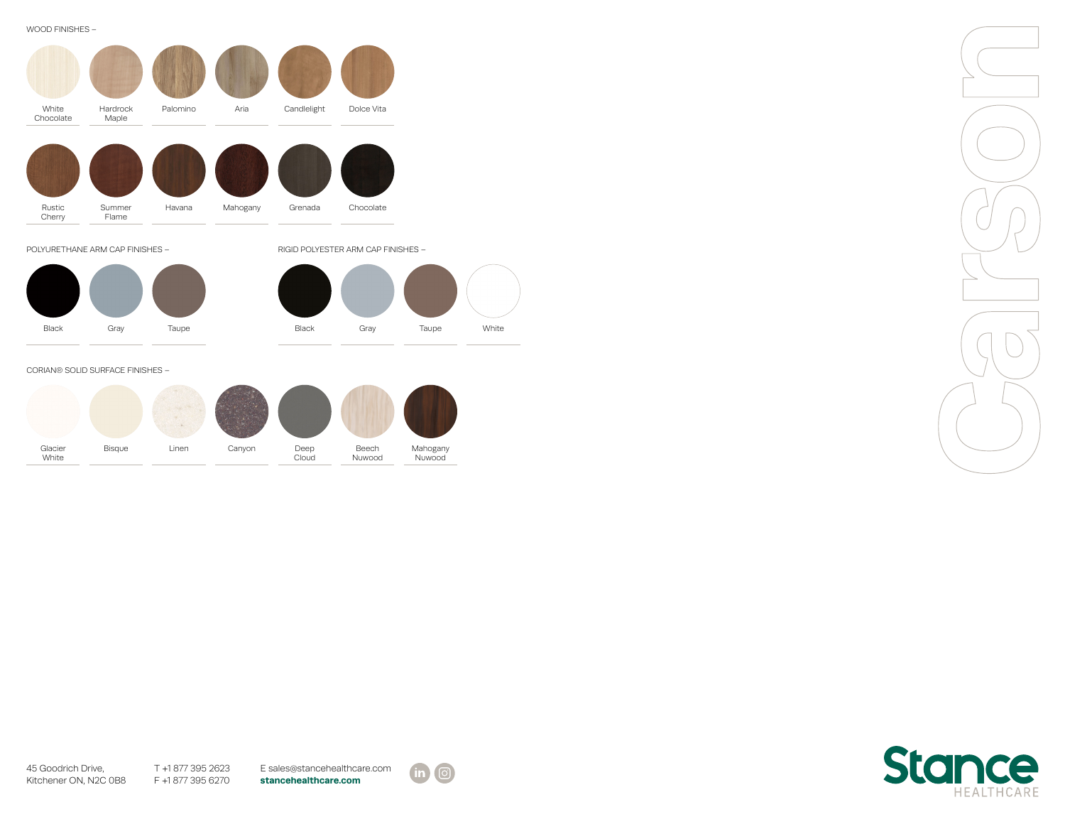WOOD FINISHES –

White Chocolate
Hardrock Maple
Palomino
Aria
Candlelight
Dolce Vita
Rustic Cherry
Summer Flame
Havana
Mahogany
Grenada
Chocolate

POLYURETHANE ARM CAP FINISHES –

Black
Gray
Taupe

RIGID POLYESTER ARM CAP FINISHES –

Black
Gray
Taupe
White

CORIAN® SOLID SURFACE FINISHES –

Glacier White
Bisque
Linen
Canyon
Deep Cloud
Beech Nuwood
Mahogany Nuwood

Carson

45 Goodrich Drive,
Kitchener ON, N2C 0B8

T +1 877 395 2623
F +1 877 395 6270

E sales@stancehealthcare.com
**stancehealthcare.com**

Stance HEALTHCARE